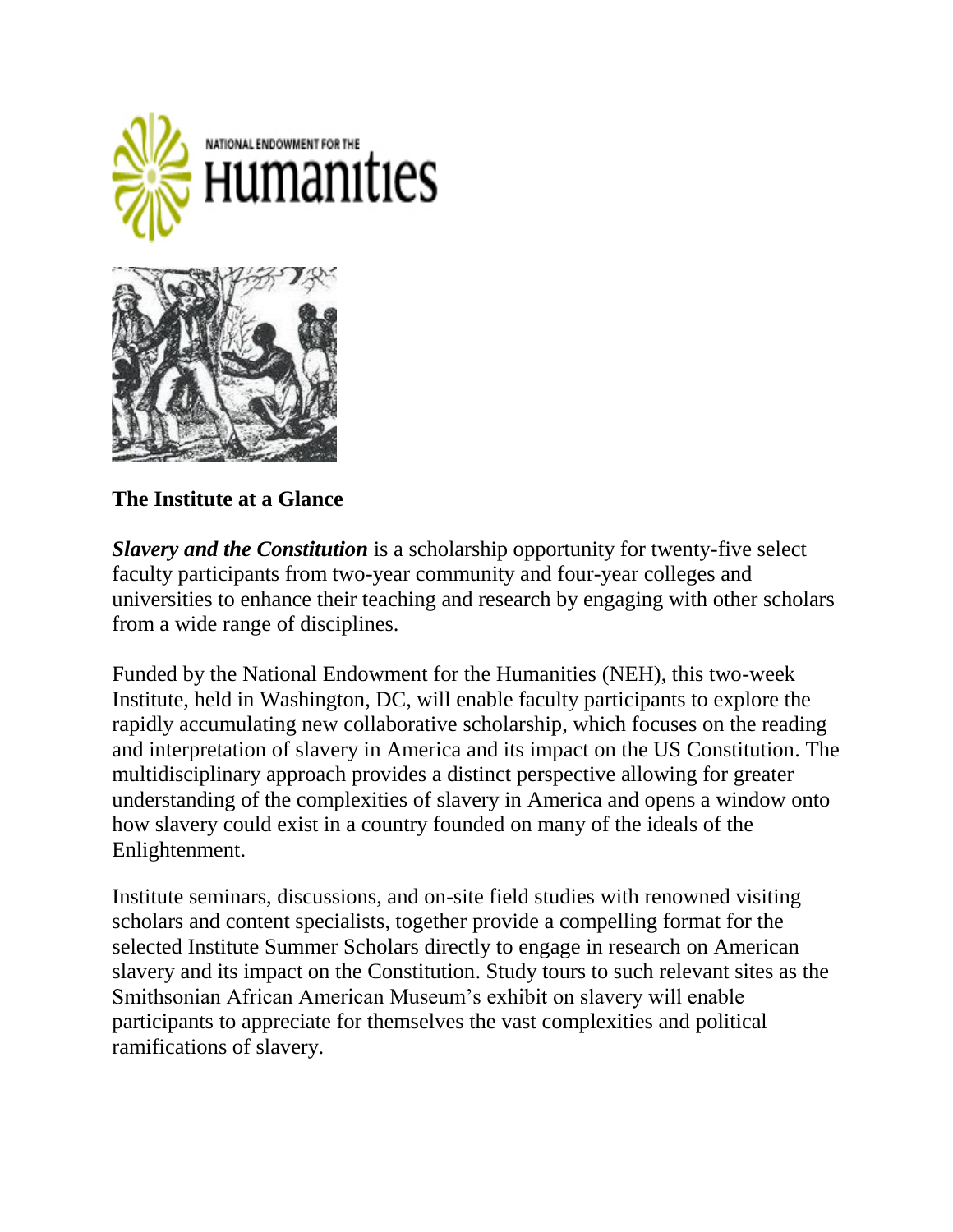## The Institute at a Glance

***Slavery and the Constitution*** is a scholarship opportunity for twenty-five select faculty participants from two-year community and four-year colleges and universities to enhance their teaching and research by engaging with other scholars from a wide range of disciplines.

Funded by the National Endowment for the Humanities (NEH), this two-week Institute, held in Washington, DC, will enable faculty participants to explore the rapidly accumulating new collaborative scholarship, which focuses on the reading and interpretation of slavery in America and its impact on the US Constitution. The multidisciplinary approach provides a distinct perspective allowing for greater understanding of the complexities of slavery in America and opens a window onto how slavery could exist in a country founded on many of the ideals of the Enlightenment.

Institute seminars, discussions, and on-site field studies with renowned visiting scholars and content specialists, together provide a compelling format for the selected Institute Summer Scholars directly to engage in research on American slavery and its impact on the Constitution. Study tours to such relevant sites as the Smithsonian African American Museum's exhibit on slavery will enable participants to appreciate for themselves the vast complexities and political ramifications of slavery.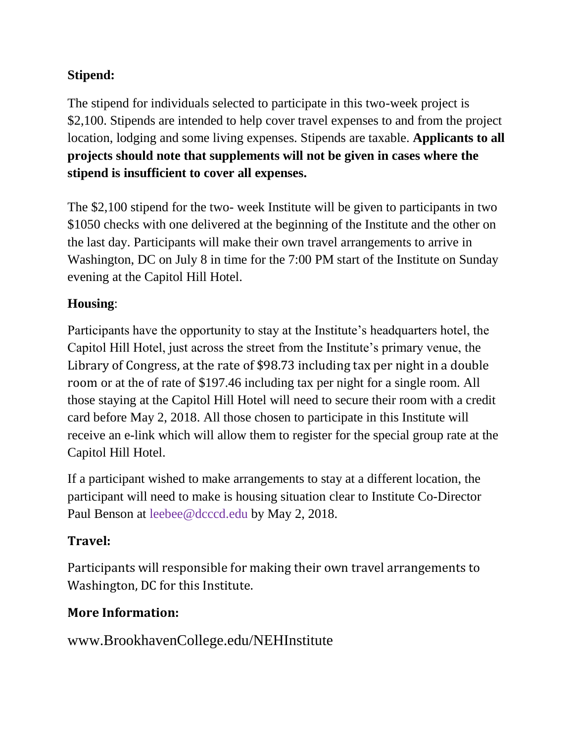**Stipend:**

The stipend for individuals selected to participate in this two-week project is \$2,100. Stipends are intended to help cover travel expenses to and from the project location, lodging and some living expenses. Stipends are taxable. **Applicants to all projects should note that supplements will not be given in cases where the stipend is insufficient to cover all expenses.**

The \$2,100 stipend for the two- week Institute will be given to participants in two \$1050 checks with one delivered at the beginning of the Institute and the other on the last day. Participants will make their own travel arrangements to arrive in Washington, DC on July 8 in time for the 7:00 PM start of the Institute on Sunday evening at the Capitol Hill Hotel.

**Housing**:

Participants have the opportunity to stay at the Institute's headquarters hotel, the Capitol Hill Hotel, just across the street from the Institute's primary venue, the Library of Congress, at the rate of \$98.73 including tax per night in a double room or at the of rate of \$197.46 including tax per night for a single room. All those staying at the Capitol Hill Hotel will need to secure their room with a credit card before May 2, 2018. All those chosen to participate in this Institute will receive an e-link which will allow them to register for the special group rate at the Capitol Hill Hotel.

If a participant wished to make arrangements to stay at a different location, the participant will need to make is housing situation clear to Institute Co-Director Paul Benson at leebee@dcccd.edu by May 2, 2018.

**Travel:**

Participants will responsible for making their own travel arrangements to Washington, DC for this Institute.

**More Information:**

www.BrookhavenCollege.edu/NEHInstitute